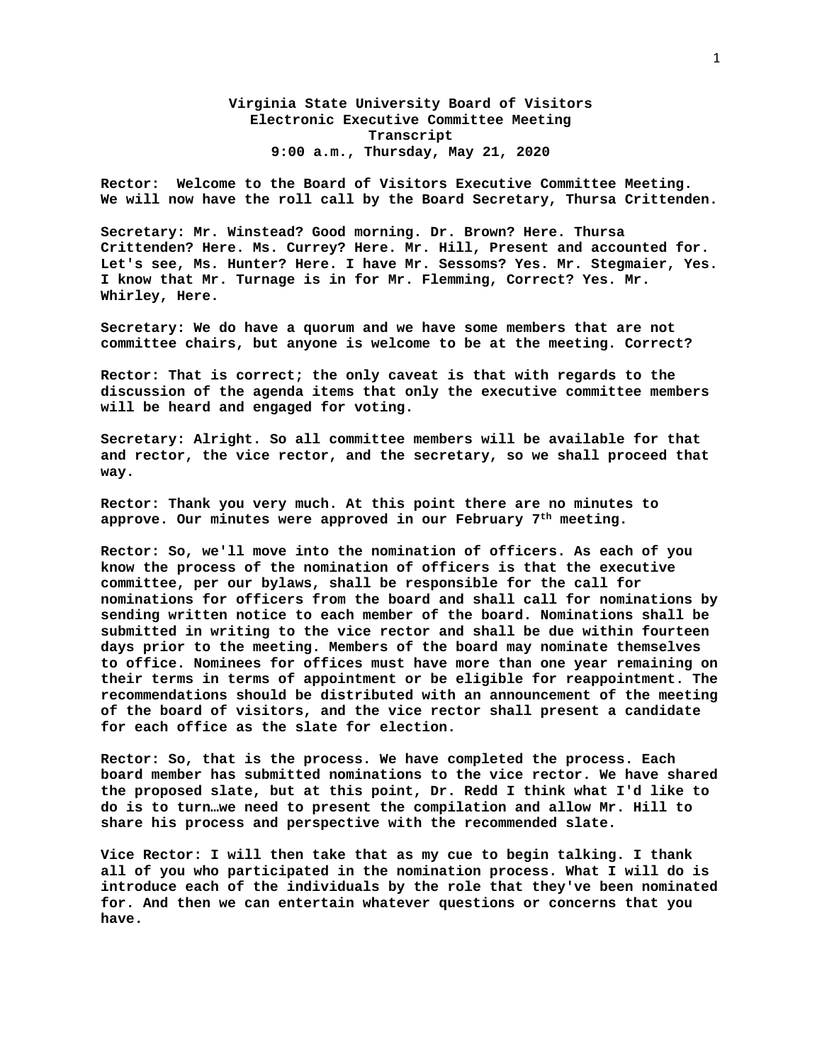**Virginia State University Board of Visitors**
**Electronic Executive Committee Meeting**
**Transcript**
**9:00 a.m., Thursday, May 21, 2020**

**Rector: Welcome to the Board of Visitors Executive Committee Meeting. We will now have the roll call by the Board Secretary, Thursa Crittenden.**

**Secretary: Mr. Winstead? Good morning. Dr. Brown? Here. Thursa Crittenden? Here. Ms. Currey? Here. Mr. Hill, Present and accounted for. Let's see, Ms. Hunter? Here. I have Mr. Sessoms? Yes. Mr. Stegmaier, Yes. I know that Mr. Turnage is in for Mr. Flemming, Correct? Yes. Mr. Whirley, Here.**

**Secretary: We do have a quorum and we have some members that are not committee chairs, but anyone is welcome to be at the meeting. Correct?**

**Rector: That is correct; the only caveat is that with regards to the discussion of the agenda items that only the executive committee members will be heard and engaged for voting.**

**Secretary: Alright. So all committee members will be available for that and rector, the vice rector, and the secretary, so we shall proceed that way.**

**Rector: Thank you very much. At this point there are no minutes to approve. Our minutes were approved in our February 7th meeting.**

**Rector: So, we'll move into the nomination of officers. As each of you know the process of the nomination of officers is that the executive committee, per our bylaws, shall be responsible for the call for nominations for officers from the board and shall call for nominations by sending written notice to each member of the board. Nominations shall be submitted in writing to the vice rector and shall be due within fourteen days prior to the meeting. Members of the board may nominate themselves to office. Nominees for offices must have more than one year remaining on their terms in terms of appointment or be eligible for reappointment. The recommendations should be distributed with an announcement of the meeting of the board of visitors, and the vice rector shall present a candidate for each office as the slate for election.**

**Rector: So, that is the process. We have completed the process. Each board member has submitted nominations to the vice rector. We have shared the proposed slate, but at this point, Dr. Redd I think what I'd like to do is to turn…we need to present the compilation and allow Mr. Hill to share his process and perspective with the recommended slate.**

**Vice Rector: I will then take that as my cue to begin talking. I thank all of you who participated in the nomination process. What I will do is introduce each of the individuals by the role that they've been nominated for. And then we can entertain whatever questions or concerns that you have.**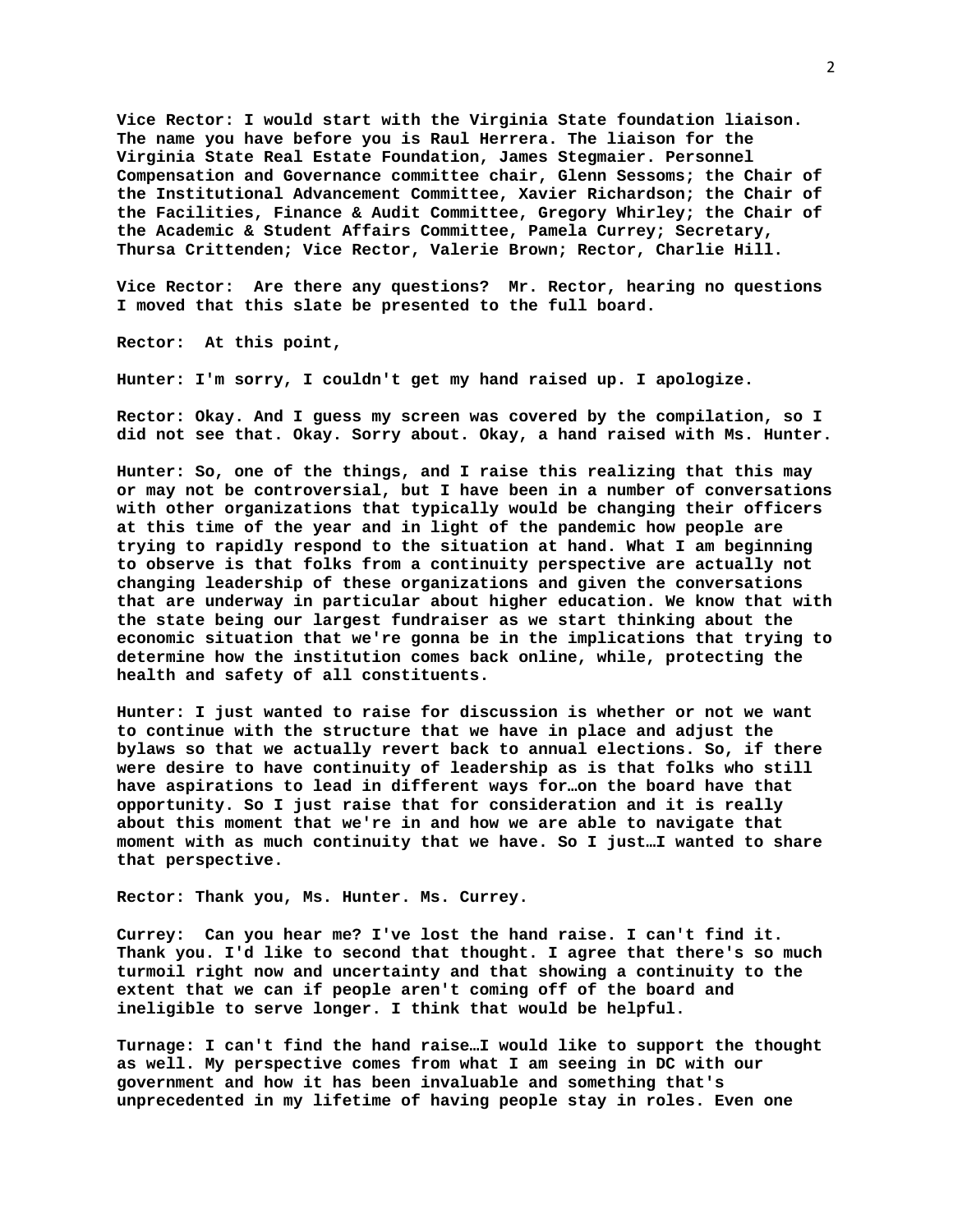**Vice Rector: I would start with the Virginia State foundation liaison. The name you have before you is Raul Herrera. The liaison for the Virginia State Real Estate Foundation, James Stegmaier. Personnel Compensation and Governance committee chair, Glenn Sessoms; the Chair of the Institutional Advancement Committee, Xavier Richardson; the Chair of the Facilities, Finance & Audit Committee, Gregory Whirley; the Chair of the Academic & Student Affairs Committee, Pamela Currey; Secretary, Thursa Crittenden; Vice Rector, Valerie Brown; Rector, Charlie Hill.**

**Vice Rector: Are there any questions? Mr. Rector, hearing no questions I moved that this slate be presented to the full board.**

**Rector: At this point,**

**Hunter: I'm sorry, I couldn't get my hand raised up. I apologize.**

**Rector: Okay. And I guess my screen was covered by the compilation, so I did not see that. Okay. Sorry about. Okay, a hand raised with Ms. Hunter.**

**Hunter: So, one of the things, and I raise this realizing that this may or may not be controversial, but I have been in a number of conversations with other organizations that typically would be changing their officers at this time of the year and in light of the pandemic how people are trying to rapidly respond to the situation at hand. What I am beginning to observe is that folks from a continuity perspective are actually not changing leadership of these organizations and given the conversations that are underway in particular about higher education. We know that with the state being our largest fundraiser as we start thinking about the economic situation that we're gonna be in the implications that trying to determine how the institution comes back online, while, protecting the health and safety of all constituents.**

**Hunter: I just wanted to raise for discussion is whether or not we want to continue with the structure that we have in place and adjust the bylaws so that we actually revert back to annual elections. So, if there were desire to have continuity of leadership as is that folks who still have aspirations to lead in different ways for…on the board have that opportunity. So I just raise that for consideration and it is really about this moment that we're in and how we are able to navigate that moment with as much continuity that we have. So I just…I wanted to share that perspective.**

**Rector: Thank you, Ms. Hunter. Ms. Currey.**

**Currey: Can you hear me? I've lost the hand raise. I can't find it. Thank you. I'd like to second that thought. I agree that there's so much turmoil right now and uncertainty and that showing a continuity to the extent that we can if people aren't coming off of the board and ineligible to serve longer. I think that would be helpful.**

**Turnage: I can't find the hand raise…I would like to support the thought as well. My perspective comes from what I am seeing in DC with our government and how it has been invaluable and something that's unprecedented in my lifetime of having people stay in roles. Even one**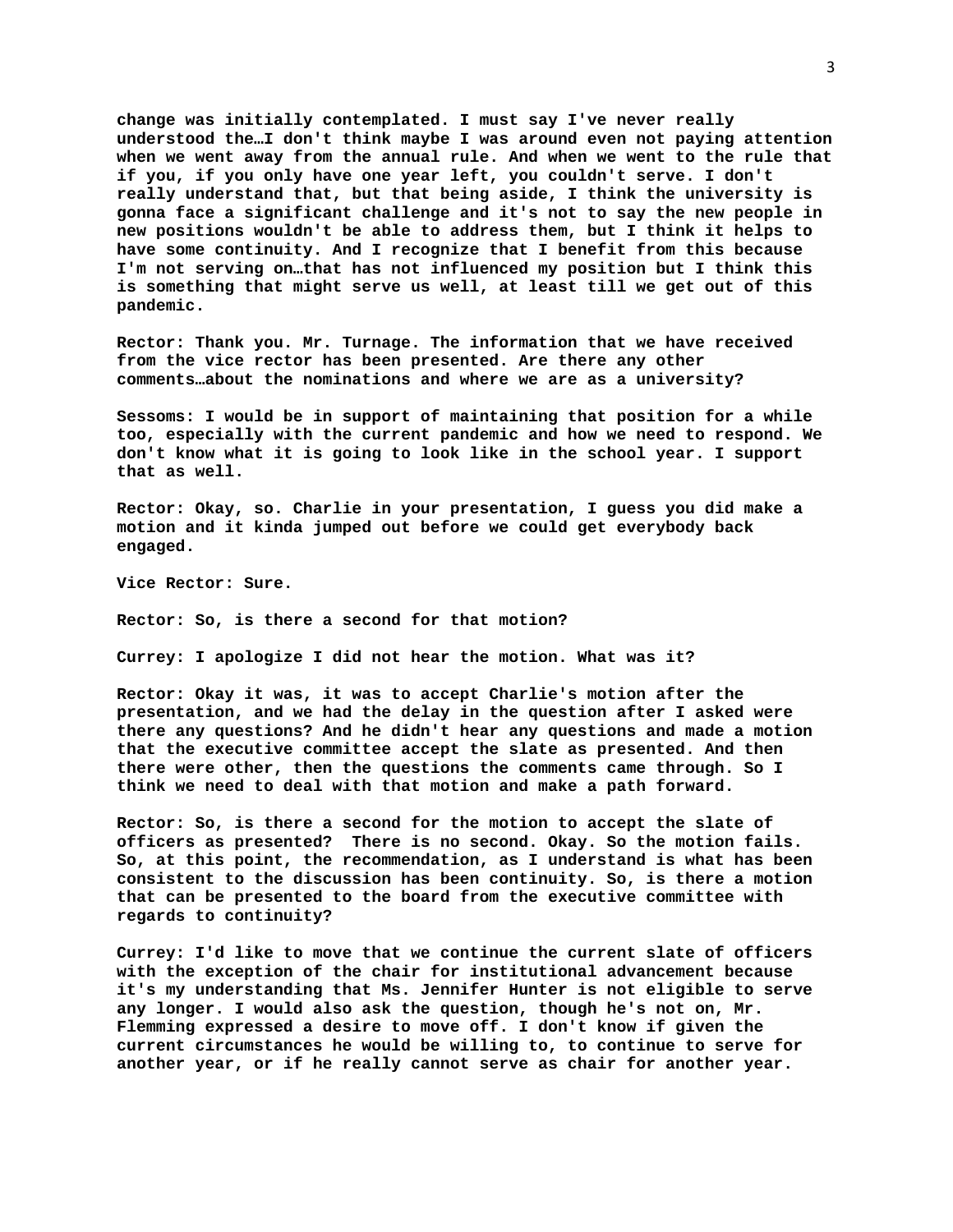**change was initially contemplated. I must say I've never really understood the…I don't think maybe I was around even not paying attention when we went away from the annual rule. And when we went to the rule that if you, if you only have one year left, you couldn't serve. I don't really understand that, but that being aside, I think the university is gonna face a significant challenge and it's not to say the new people in new positions wouldn't be able to address them, but I think it helps to have some continuity. And I recognize that I benefit from this because I'm not serving on…that has not influenced my position but I think this is something that might serve us well, at least till we get out of this pandemic.**

**Rector: Thank you. Mr. Turnage. The information that we have received from the vice rector has been presented. Are there any other comments…about the nominations and where we are as a university?**

**Sessoms: I would be in support of maintaining that position for a while too, especially with the current pandemic and how we need to respond. We don't know what it is going to look like in the school year. I support that as well.**

**Rector: Okay, so. Charlie in your presentation, I guess you did make a motion and it kinda jumped out before we could get everybody back engaged.**

**Vice Rector: Sure.**

**Rector: So, is there a second for that motion?**

**Currey: I apologize I did not hear the motion. What was it?**

**Rector: Okay it was, it was to accept Charlie's motion after the presentation, and we had the delay in the question after I asked were there any questions? And he didn't hear any questions and made a motion that the executive committee accept the slate as presented. And then there were other, then the questions the comments came through. So I think we need to deal with that motion and make a path forward.**

**Rector: So, is there a second for the motion to accept the slate of officers as presented? There is no second. Okay. So the motion fails. So, at this point, the recommendation, as I understand is what has been consistent to the discussion has been continuity. So, is there a motion that can be presented to the board from the executive committee with regards to continuity?**

**Currey: I'd like to move that we continue the current slate of officers with the exception of the chair for institutional advancement because it's my understanding that Ms. Jennifer Hunter is not eligible to serve any longer. I would also ask the question, though he's not on, Mr. Flemming expressed a desire to move off. I don't know if given the current circumstances he would be willing to, to continue to serve for another year, or if he really cannot serve as chair for another year.**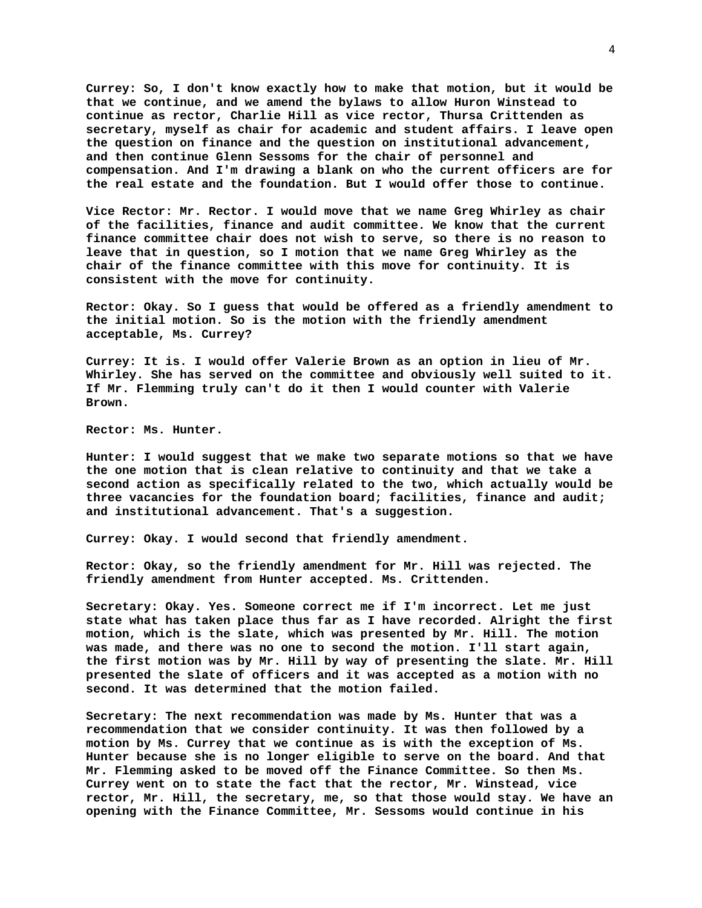**Currey: So, I don't know exactly how to make that motion, but it would be that we continue, and we amend the bylaws to allow Huron Winstead to continue as rector, Charlie Hill as vice rector, Thursa Crittenden as secretary, myself as chair for academic and student affairs. I leave open the question on finance and the question on institutional advancement, and then continue Glenn Sessoms for the chair of personnel and compensation. And I'm drawing a blank on who the current officers are for the real estate and the foundation. But I would offer those to continue.**

**Vice Rector: Mr. Rector. I would move that we name Greg Whirley as chair of the facilities, finance and audit committee. We know that the current finance committee chair does not wish to serve, so there is no reason to leave that in question, so I motion that we name Greg Whirley as the chair of the finance committee with this move for continuity. It is consistent with the move for continuity.**

**Rector: Okay. So I guess that would be offered as a friendly amendment to the initial motion. So is the motion with the friendly amendment acceptable, Ms. Currey?**

**Currey: It is. I would offer Valerie Brown as an option in lieu of Mr. Whirley. She has served on the committee and obviously well suited to it. If Mr. Flemming truly can't do it then I would counter with Valerie Brown.**

**Rector: Ms. Hunter.**

**Hunter: I would suggest that we make two separate motions so that we have the one motion that is clean relative to continuity and that we take a second action as specifically related to the two, which actually would be three vacancies for the foundation board; facilities, finance and audit; and institutional advancement. That's a suggestion.**

**Currey: Okay. I would second that friendly amendment.**

**Rector: Okay, so the friendly amendment for Mr. Hill was rejected. The friendly amendment from Hunter accepted. Ms. Crittenden.**

**Secretary: Okay. Yes. Someone correct me if I'm incorrect. Let me just state what has taken place thus far as I have recorded. Alright the first motion, which is the slate, which was presented by Mr. Hill. The motion was made, and there was no one to second the motion. I'll start again, the first motion was by Mr. Hill by way of presenting the slate. Mr. Hill presented the slate of officers and it was accepted as a motion with no second. It was determined that the motion failed.**

**Secretary: The next recommendation was made by Ms. Hunter that was a recommendation that we consider continuity. It was then followed by a motion by Ms. Currey that we continue as is with the exception of Ms. Hunter because she is no longer eligible to serve on the board. And that Mr. Flemming asked to be moved off the Finance Committee. So then Ms. Currey went on to state the fact that the rector, Mr. Winstead, vice rector, Mr. Hill, the secretary, me, so that those would stay. We have an opening with the Finance Committee, Mr. Sessoms would continue in his**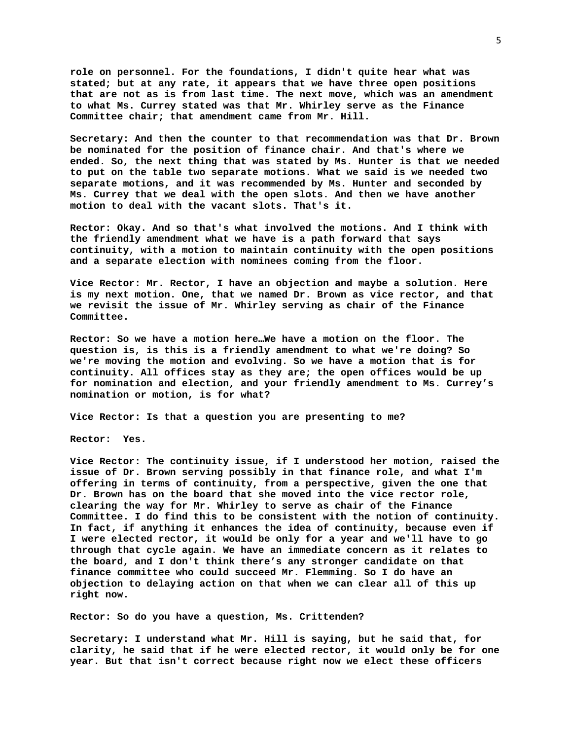**role on personnel. For the foundations, I didn't quite hear what was stated; but at any rate, it appears that we have three open positions that are not as is from last time. The next move, which was an amendment to what Ms. Currey stated was that Mr. Whirley serve as the Finance Committee chair; that amendment came from Mr. Hill.**

**Secretary: And then the counter to that recommendation was that Dr. Brown be nominated for the position of finance chair. And that's where we ended. So, the next thing that was stated by Ms. Hunter is that we needed to put on the table two separate motions. What we said is we needed two separate motions, and it was recommended by Ms. Hunter and seconded by Ms. Currey that we deal with the open slots. And then we have another motion to deal with the vacant slots. That's it.**

**Rector: Okay. And so that's what involved the motions. And I think with the friendly amendment what we have is a path forward that says continuity, with a motion to maintain continuity with the open positions and a separate election with nominees coming from the floor.**

**Vice Rector: Mr. Rector, I have an objection and maybe a solution. Here is my next motion. One, that we named Dr. Brown as vice rector, and that we revisit the issue of Mr. Whirley serving as chair of the Finance Committee.**

**Rector: So we have a motion here…We have a motion on the floor. The question is, is this is a friendly amendment to what we're doing? So we're moving the motion and evolving. So we have a motion that is for continuity. All offices stay as they are; the open offices would be up for nomination and election, and your friendly amendment to Ms. Currey's nomination or motion, is for what?**

**Vice Rector: Is that a question you are presenting to me?**

**Rector: Yes.**

**Vice Rector: The continuity issue, if I understood her motion, raised the issue of Dr. Brown serving possibly in that finance role, and what I'm offering in terms of continuity, from a perspective, given the one that Dr. Brown has on the board that she moved into the vice rector role, clearing the way for Mr. Whirley to serve as chair of the Finance Committee. I do find this to be consistent with the notion of continuity. In fact, if anything it enhances the idea of continuity, because even if I were elected rector, it would be only for a year and we'll have to go through that cycle again. We have an immediate concern as it relates to the board, and I don't think there's any stronger candidate on that finance committee who could succeed Mr. Flemming. So I do have an objection to delaying action on that when we can clear all of this up right now.**

**Rector: So do you have a question, Ms. Crittenden?**

**Secretary: I understand what Mr. Hill is saying, but he said that, for clarity, he said that if he were elected rector, it would only be for one year. But that isn't correct because right now we elect these officers**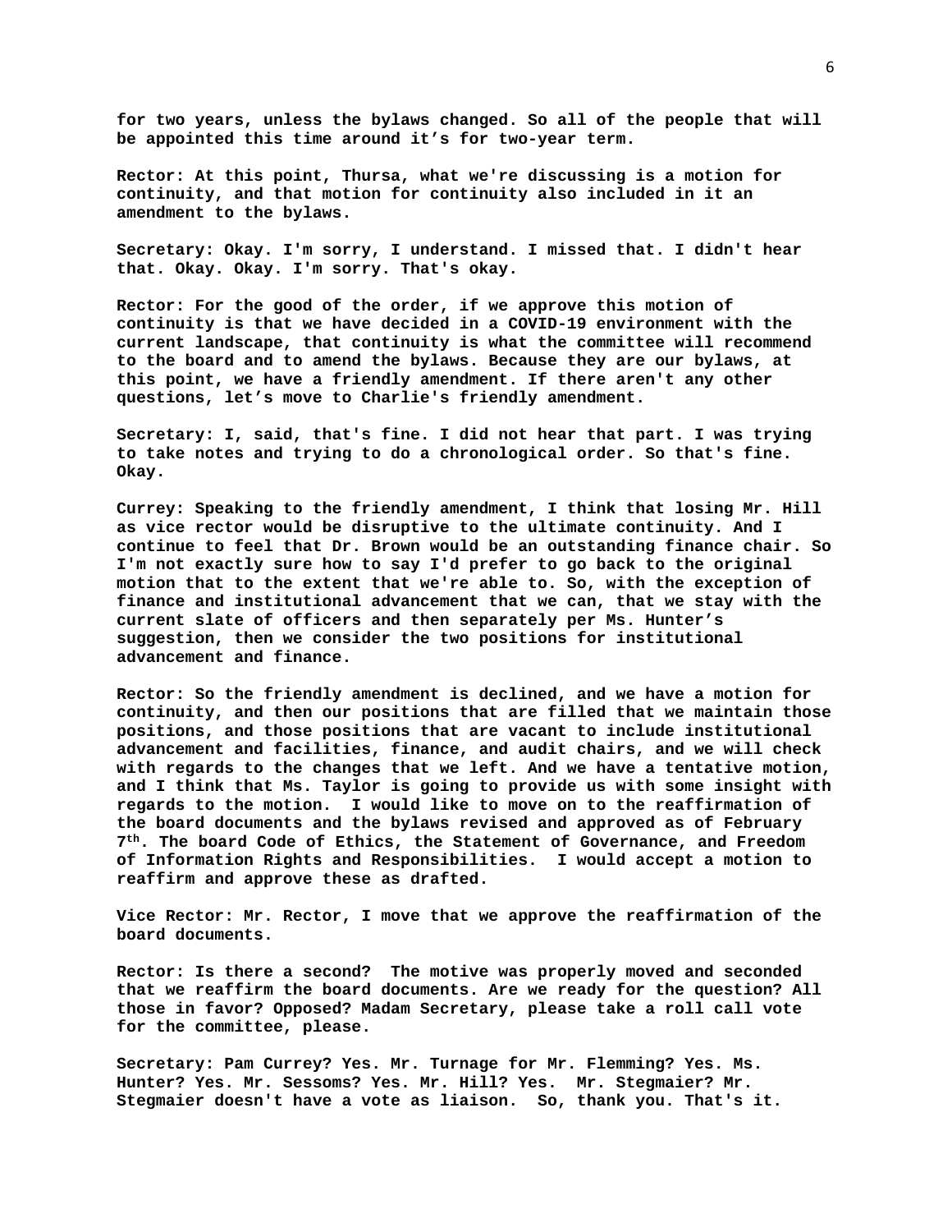**for two years, unless the bylaws changed. So all of the people that will be appointed this time around it's for two-year term.**

**Rector: At this point, Thursa, what we're discussing is a motion for continuity, and that motion for continuity also included in it an amendment to the bylaws.**

**Secretary: Okay. I'm sorry, I understand. I missed that. I didn't hear that. Okay. Okay. I'm sorry. That's okay.**

**Rector: For the good of the order, if we approve this motion of continuity is that we have decided in a COVID-19 environment with the current landscape, that continuity is what the committee will recommend to the board and to amend the bylaws. Because they are our bylaws, at this point, we have a friendly amendment. If there aren't any other questions, let's move to Charlie's friendly amendment.**

**Secretary: I, said, that's fine. I did not hear that part. I was trying to take notes and trying to do a chronological order. So that's fine. Okay.**

**Currey: Speaking to the friendly amendment, I think that losing Mr. Hill as vice rector would be disruptive to the ultimate continuity. And I continue to feel that Dr. Brown would be an outstanding finance chair. So I'm not exactly sure how to say I'd prefer to go back to the original motion that to the extent that we're able to. So, with the exception of finance and institutional advancement that we can, that we stay with the current slate of officers and then separately per Ms. Hunter's suggestion, then we consider the two positions for institutional advancement and finance.**

**Rector: So the friendly amendment is declined, and we have a motion for continuity, and then our positions that are filled that we maintain those positions, and those positions that are vacant to include institutional advancement and facilities, finance, and audit chairs, and we will check with regards to the changes that we left. And we have a tentative motion, and I think that Ms. Taylor is going to provide us with some insight with regards to the motion. I would like to move on to the reaffirmation of the board documents and the bylaws revised and approved as of February 7th. The board Code of Ethics, the Statement of Governance, and Freedom of Information Rights and Responsibilities. I would accept a motion to reaffirm and approve these as drafted.**

**Vice Rector: Mr. Rector, I move that we approve the reaffirmation of the board documents.**

**Rector: Is there a second? The motive was properly moved and seconded that we reaffirm the board documents. Are we ready for the question? All those in favor? Opposed? Madam Secretary, please take a roll call vote for the committee, please.**

**Secretary: Pam Currey? Yes. Mr. Turnage for Mr. Flemming? Yes. Ms. Hunter? Yes. Mr. Sessoms? Yes. Mr. Hill? Yes. Mr. Stegmaier? Mr. Stegmaier doesn't have a vote as liaison. So, thank you. That's it.**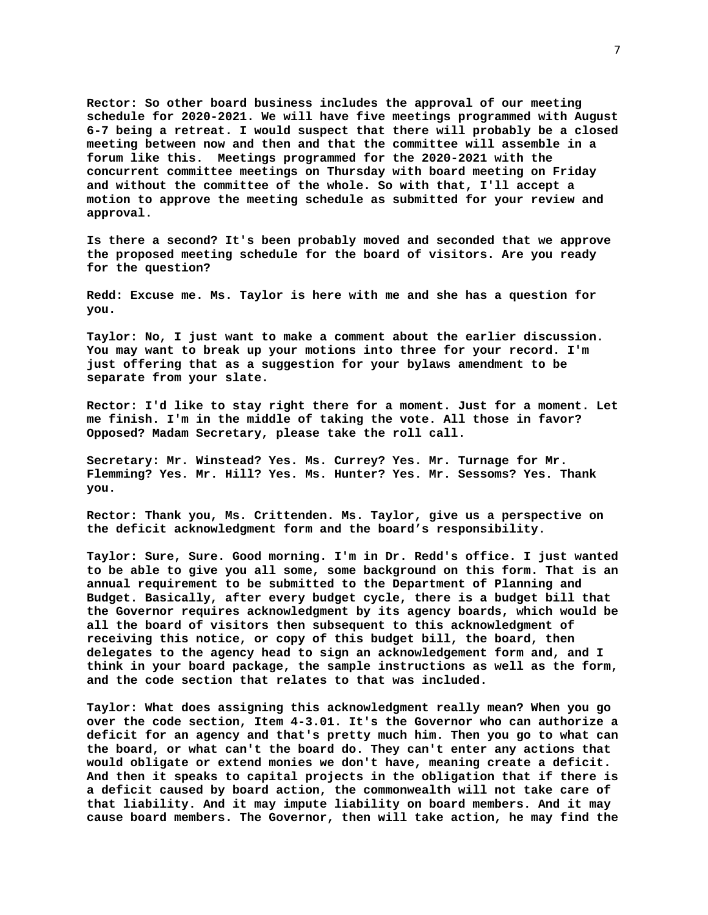**Rector: So other board business includes the approval of our meeting schedule for 2020-2021. We will have five meetings programmed with August 6-7 being a retreat. I would suspect that there will probably be a closed meeting between now and then and that the committee will assemble in a forum like this.  Meetings programmed for the 2020-2021 with the concurrent committee meetings on Thursday with board meeting on Friday and without the committee of the whole. So with that, I'll accept a motion to approve the meeting schedule as submitted for your review and approval.**

**Is there a second? It's been probably moved and seconded that we approve the proposed meeting schedule for the board of visitors. Are you ready for the question?**

**Redd: Excuse me. Ms. Taylor is here with me and she has a question for you.**

**Taylor: No, I just want to make a comment about the earlier discussion. You may want to break up your motions into three for your record. I'm just offering that as a suggestion for your bylaws amendment to be separate from your slate.**

**Rector: I'd like to stay right there for a moment. Just for a moment. Let me finish. I'm in the middle of taking the vote. All those in favor? Opposed? Madam Secretary, please take the roll call.**

**Secretary: Mr. Winstead? Yes. Ms. Currey? Yes. Mr. Turnage for Mr. Flemming? Yes. Mr. Hill? Yes. Ms. Hunter? Yes. Mr. Sessoms? Yes. Thank you.**

**Rector: Thank you, Ms. Crittenden. Ms. Taylor, give us a perspective on the deficit acknowledgment form and the board's responsibility.**

**Taylor: Sure, Sure. Good morning. I'm in Dr. Redd's office. I just wanted to be able to give you all some, some background on this form. That is an annual requirement to be submitted to the Department of Planning and Budget. Basically, after every budget cycle, there is a budget bill that the Governor requires acknowledgment by its agency boards, which would be all the board of visitors then subsequent to this acknowledgment of receiving this notice, or copy of this budget bill, the board, then delegates to the agency head to sign an acknowledgement form and, and I think in your board package, the sample instructions as well as the form, and the code section that relates to that was included.**

**Taylor: What does assigning this acknowledgment really mean? When you go over the code section, Item 4-3.01. It's the Governor who can authorize a deficit for an agency and that's pretty much him. Then you go to what can the board, or what can't the board do. They can't enter any actions that would obligate or extend monies we don't have, meaning create a deficit. And then it speaks to capital projects in the obligation that if there is a deficit caused by board action, the commonwealth will not take care of that liability. And it may impute liability on board members. And it may cause board members. The Governor, then will take action, he may find the**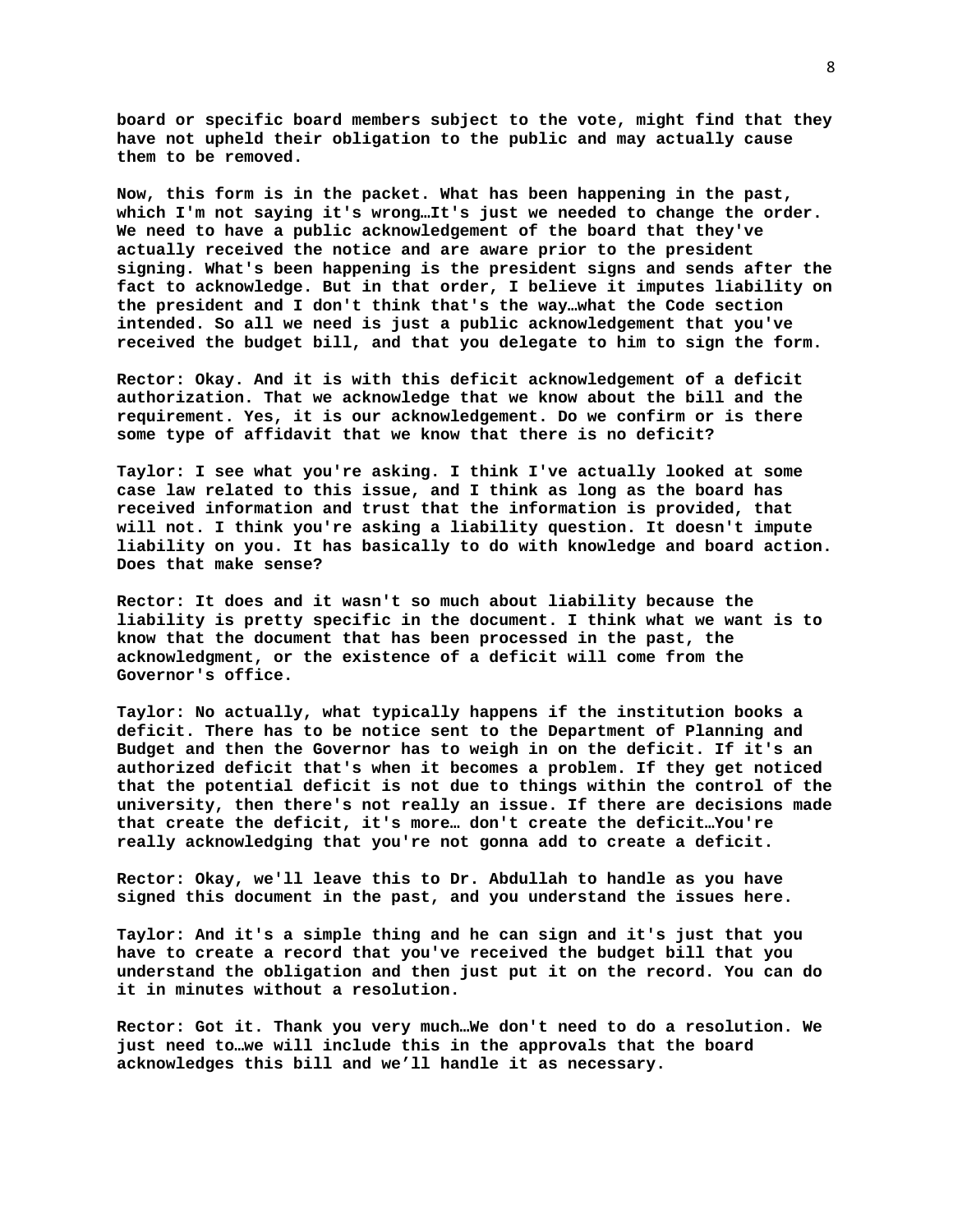**board or specific board members subject to the vote, might find that they have not upheld their obligation to the public and may actually cause them to be removed.**

**Now, this form is in the packet. What has been happening in the past, which I'm not saying it's wrong…It's just we needed to change the order. We need to have a public acknowledgement of the board that they've actually received the notice and are aware prior to the president signing. What's been happening is the president signs and sends after the fact to acknowledge. But in that order, I believe it imputes liability on the president and I don't think that's the way…what the Code section intended. So all we need is just a public acknowledgement that you've received the budget bill, and that you delegate to him to sign the form.**

**Rector: Okay. And it is with this deficit acknowledgement of a deficit authorization. That we acknowledge that we know about the bill and the requirement. Yes, it is our acknowledgement. Do we confirm or is there some type of affidavit that we know that there is no deficit?**

**Taylor: I see what you're asking. I think I've actually looked at some case law related to this issue, and I think as long as the board has received information and trust that the information is provided, that will not. I think you're asking a liability question. It doesn't impute liability on you. It has basically to do with knowledge and board action. Does that make sense?**

**Rector: It does and it wasn't so much about liability because the liability is pretty specific in the document. I think what we want is to know that the document that has been processed in the past, the acknowledgment, or the existence of a deficit will come from the Governor's office.**

**Taylor: No actually, what typically happens if the institution books a deficit. There has to be notice sent to the Department of Planning and Budget and then the Governor has to weigh in on the deficit. If it's an authorized deficit that's when it becomes a problem. If they get noticed that the potential deficit is not due to things within the control of the university, then there's not really an issue. If there are decisions made that create the deficit, it's more… don't create the deficit…You're really acknowledging that you're not gonna add to create a deficit.**

**Rector: Okay, we'll leave this to Dr. Abdullah to handle as you have signed this document in the past, and you understand the issues here.**

**Taylor: And it's a simple thing and he can sign and it's just that you have to create a record that you've received the budget bill that you understand the obligation and then just put it on the record. You can do it in minutes without a resolution.**

**Rector: Got it. Thank you very much…We don't need to do a resolution. We just need to…we will include this in the approvals that the board acknowledges this bill and we'll handle it as necessary.**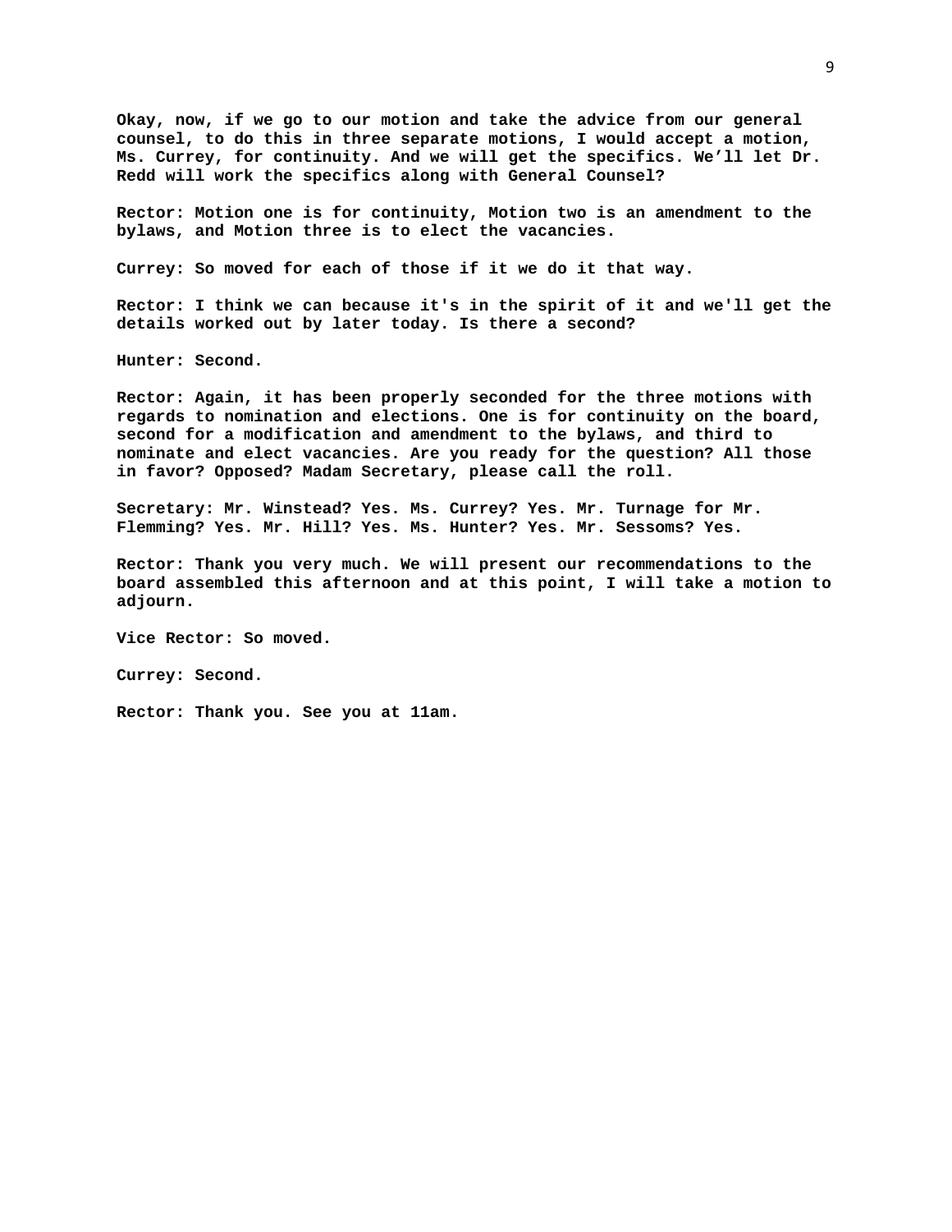**Okay, now, if we go to our motion and take the advice from our general counsel, to do this in three separate motions, I would accept a motion, Ms. Currey, for continuity. And we will get the specifics. We'll let Dr. Redd will work the specifics along with General Counsel?**

**Rector: Motion one is for continuity, Motion two is an amendment to the bylaws, and Motion three is to elect the vacancies.**

**Currey: So moved for each of those if it we do it that way.**

**Rector: I think we can because it's in the spirit of it and we'll get the details worked out by later today. Is there a second?**

**Hunter: Second.**

**Rector: Again, it has been properly seconded for the three motions with regards to nomination and elections. One is for continuity on the board, second for a modification and amendment to the bylaws, and third to nominate and elect vacancies. Are you ready for the question? All those in favor? Opposed? Madam Secretary, please call the roll.**

**Secretary: Mr. Winstead? Yes. Ms. Currey? Yes. Mr. Turnage for Mr. Flemming? Yes. Mr. Hill? Yes. Ms. Hunter? Yes. Mr. Sessoms? Yes.**

**Rector: Thank you very much. We will present our recommendations to the board assembled this afternoon and at this point, I will take a motion to adjourn.**

**Vice Rector: So moved.**

**Currey: Second.**

**Rector: Thank you. See you at 11am.**